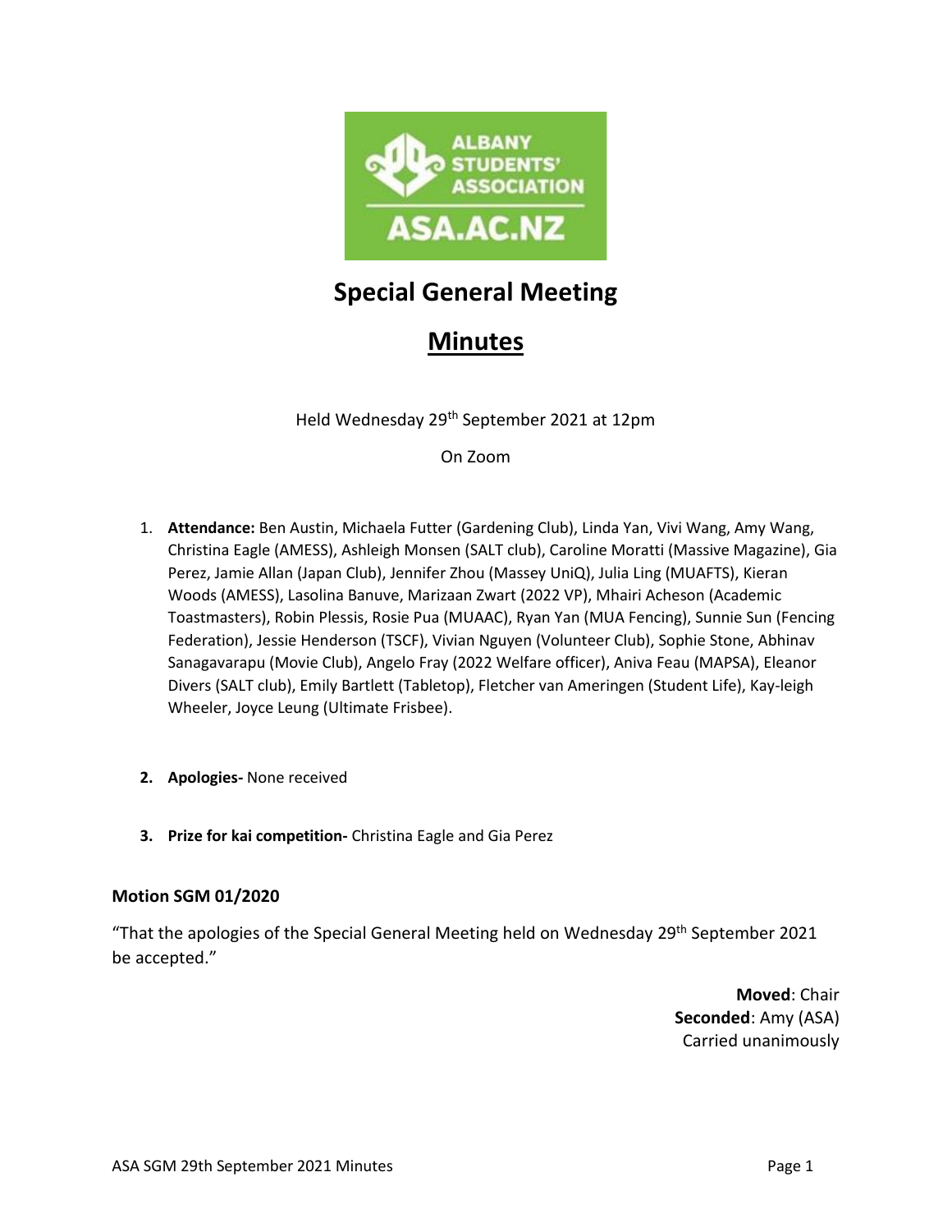# Special General Meeting

## Minutes

Held Wednesday 29th September 2021 at 12pm

On Zoom

1. **Attendance:** Ben Austin, Michaela Futter (Gardening Club), Linda Yan, Vivi Wang, Amy Wang, Christina Eagle (AMESS), Ashleigh Monsen (SALT club), Caroline Moratti (Massive Magazine), Gia Perez, Jamie Allan (Japan Club), Jennifer Zhou (Massey UniQ), Julia Ling (MUAFTS), Kieran Woods (AMESS), Lasolina Banuve, Marizaan Zwart (2022 VP), Mhairi Acheson (Academic Toastmasters), Robin Plessis, Rosie Pua (MUAAC), Ryan Yan (MUA Fencing), Sunnie Sun (Fencing Federation), Jessie Henderson (TSCF), Vivian Nguyen (Volunteer Club), Sophie Stone, Abhinav Sanagavarapu (Movie Club), Angelo Fray (2022 Welfare officer), Aniva Feau (MAPSA), Eleanor Divers (SALT club), Emily Bartlett (Tabletop), Fletcher van Ameringen (Student Life), Kay-leigh Wheeler, Joyce Leung (Ultimate Frisbee).

2. **Apologies-** None received

3. **Prize for kai competition-** Christina Eagle and Gia Perez

### Motion SGM 01/2020

"That the apologies of the Special General Meeting held on Wednesday 29th September 2021 be accepted."

**Moved**: Chair
**Seconded**: Amy (ASA)
Carried unanimously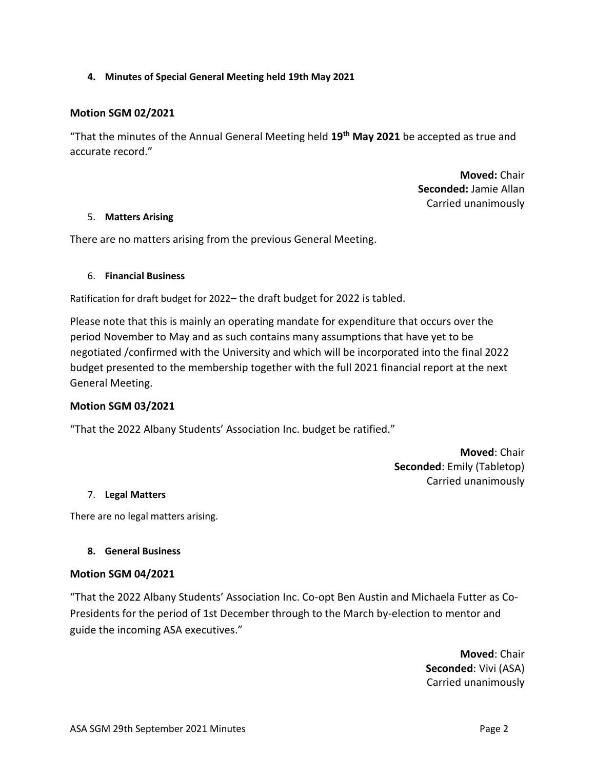**4. Minutes of Special General Meeting held 19th May 2021**

**Motion SGM 02/2021**

"That the minutes of the Annual General Meeting held **19th May 2021** be accepted as true and accurate record."

**Moved:** Chair
**Seconded:** Jamie Allan
Carried unanimously

5. **Matters Arising**

There are no matters arising from the previous General Meeting.

6. **Financial Business**

Ratification for draft budget for 2022– the draft budget for 2022 is tabled.

Please note that this is mainly an operating mandate for expenditure that occurs over the period November to May and as such contains many assumptions that have yet to be negotiated /confirmed with the University and which will be incorporated into the final 2022 budget presented to the membership together with the full 2021 financial report at the next General Meeting.

**Motion SGM 03/2021**

"That the 2022 Albany Students' Association Inc. budget be ratified."

**Moved**: Chair
**Seconded**: Emily (Tabletop)
Carried unanimously

7. **Legal Matters**

There are no legal matters arising.

**8. General Business**

**Motion SGM 04/2021**

"That the 2022 Albany Students' Association Inc. Co-opt Ben Austin and Michaela Futter as Co-Presidents for the period of 1st December through to the March by-election to mentor and guide the incoming ASA executives."

**Moved**: Chair
**Seconded**: Vivi (ASA)
Carried unanimously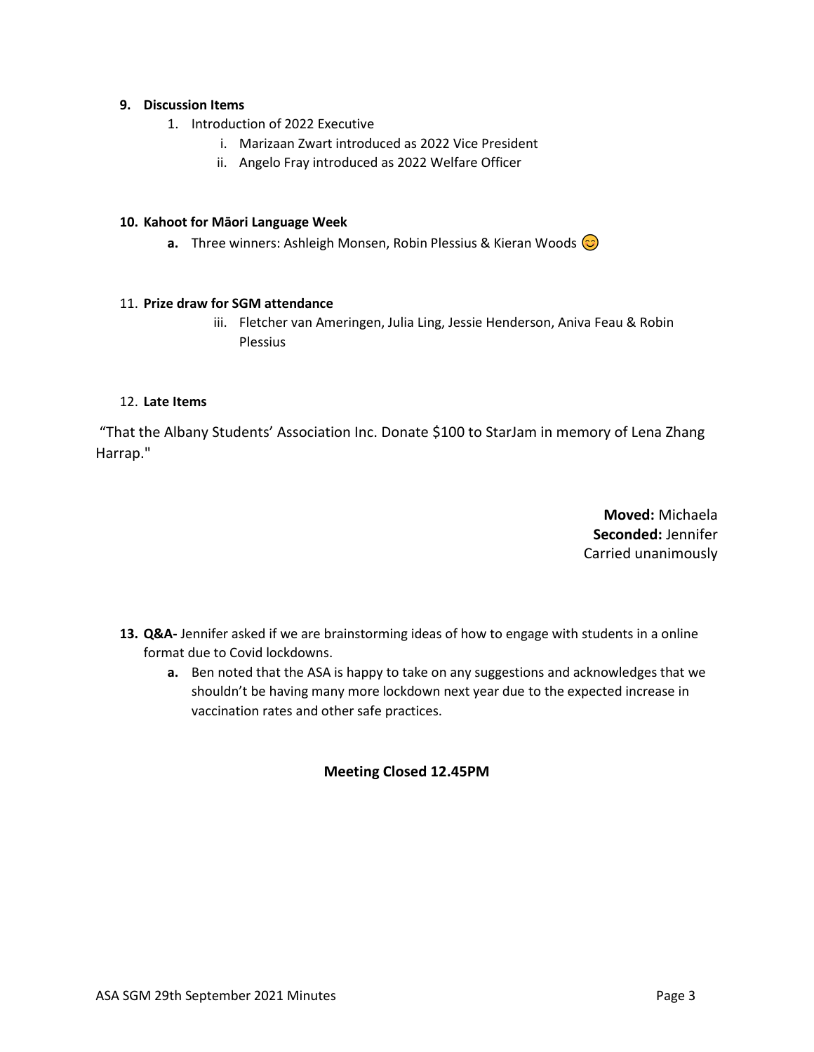**9. Discussion Items**

1. Introduction of 2022 Executive
   i. Marizaan Zwart introduced as 2022 Vice President
   ii. Angelo Fray introduced as 2022 Welfare Officer

**10. Kahoot for Māori Language Week**

**a.** Three winners: Ashleigh Monsen, Robin Plessius & Kieran Woods 😊

11. **Prize draw for SGM attendance**

iii. Fletcher van Ameringen, Julia Ling, Jessie Henderson, Aniva Feau & Robin Plessius

12. **Late Items**

"That the Albany Students' Association Inc. Donate $100 to StarJam in memory of Lena Zhang Harrap."

**Moved:** Michaela
**Seconded:** Jennifer
Carried unanimously

**13. Q&A-** Jennifer asked if we are brainstorming ideas of how to engage with students in a online format due to Covid lockdowns.

**a.** Ben noted that the ASA is happy to take on any suggestions and acknowledges that we shouldn't be having many more lockdown next year due to the expected increase in vaccination rates and other safe practices.

**Meeting Closed 12.45PM**